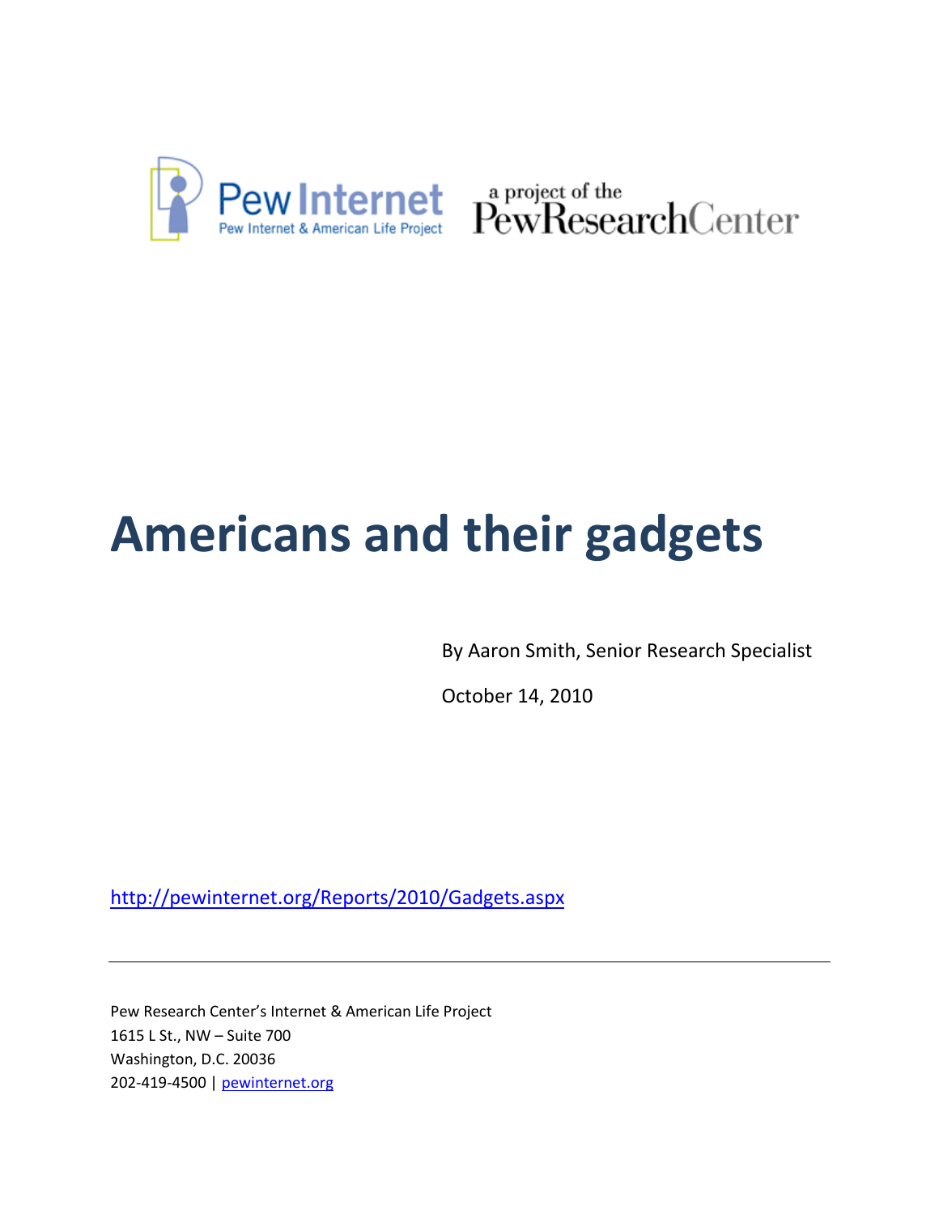Pew Internet
Pew Internet & American Life Project

a project of the PewResearchCenter

# Americans and their gadgets

By Aaron Smith, Senior Research Specialist

October 14, 2010

http://pewinternet.org/Reports/2010/Gadgets.aspx

---

Pew Research Center's Internet & American Life Project
1615 L St., NW – Suite 700
Washington, D.C. 20036
202-419-4500 | pewinternet.org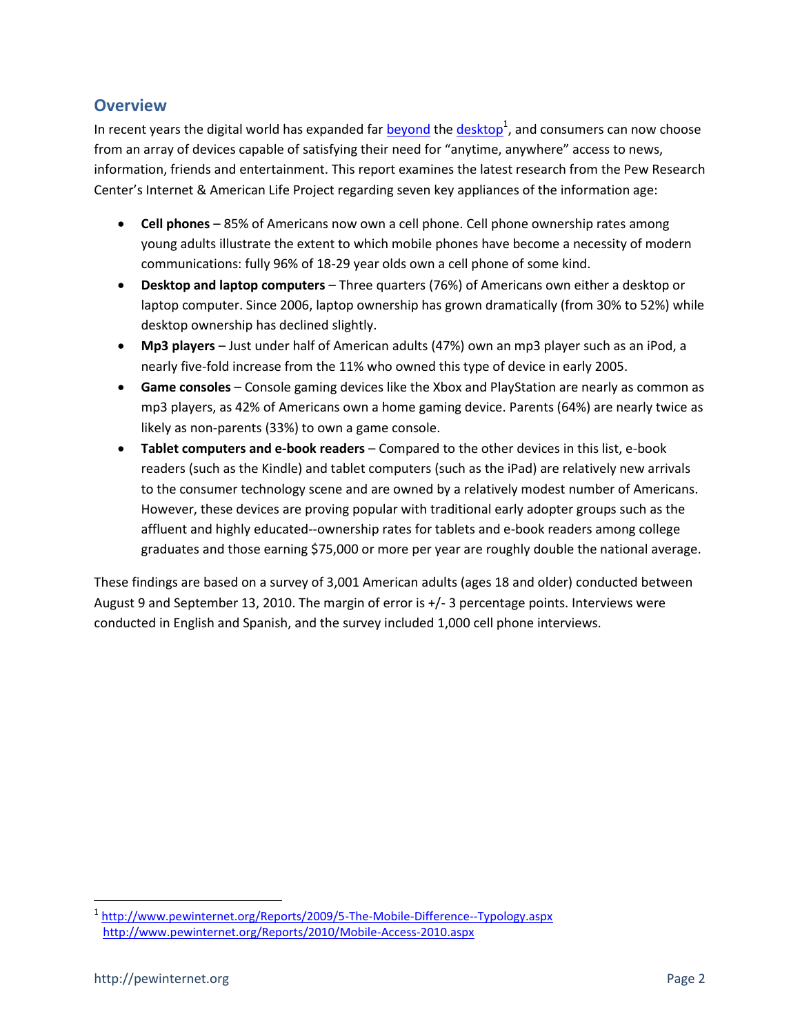## Overview

In recent years the digital world has expanded far beyond the desktop[1], and consumers can now choose from an array of devices capable of satisfying their need for "anytime, anywhere" access to news, information, friends and entertainment. This report examines the latest research from the Pew Research Center's Internet & American Life Project regarding seven key appliances of the information age:

- **Cell phones** – 85% of Americans now own a cell phone. Cell phone ownership rates among young adults illustrate the extent to which mobile phones have become a necessity of modern communications: fully 96% of 18-29 year olds own a cell phone of some kind.
- **Desktop and laptop computers** – Three quarters (76%) of Americans own either a desktop or laptop computer. Since 2006, laptop ownership has grown dramatically (from 30% to 52%) while desktop ownership has declined slightly.
- **Mp3 players** – Just under half of American adults (47%) own an mp3 player such as an iPod, a nearly five-fold increase from the 11% who owned this type of device in early 2005.
- **Game consoles** – Console gaming devices like the Xbox and PlayStation are nearly as common as mp3 players, as 42% of Americans own a home gaming device. Parents (64%) are nearly twice as likely as non-parents (33%) to own a game console.
- **Tablet computers and e-book readers** – Compared to the other devices in this list, e-book readers (such as the Kindle) and tablet computers (such as the iPad) are relatively new arrivals to the consumer technology scene and are owned by a relatively modest number of Americans. However, these devices are proving popular with traditional early adopter groups such as the affluent and highly educated--ownership rates for tablets and e-book readers among college graduates and those earning $75,000 or more per year are roughly double the national average.

These findings are based on a survey of 3,001 American adults (ages 18 and older) conducted between August 9 and September 13, 2010. The margin of error is +/- 3 percentage points. Interviews were conducted in English and Spanish, and the survey included 1,000 cell phone interviews.

---

[1] http://www.pewinternet.org/Reports/2009/5-The-Mobile-Difference--Typology.aspx
http://www.pewinternet.org/Reports/2010/Mobile-Access-2010.aspx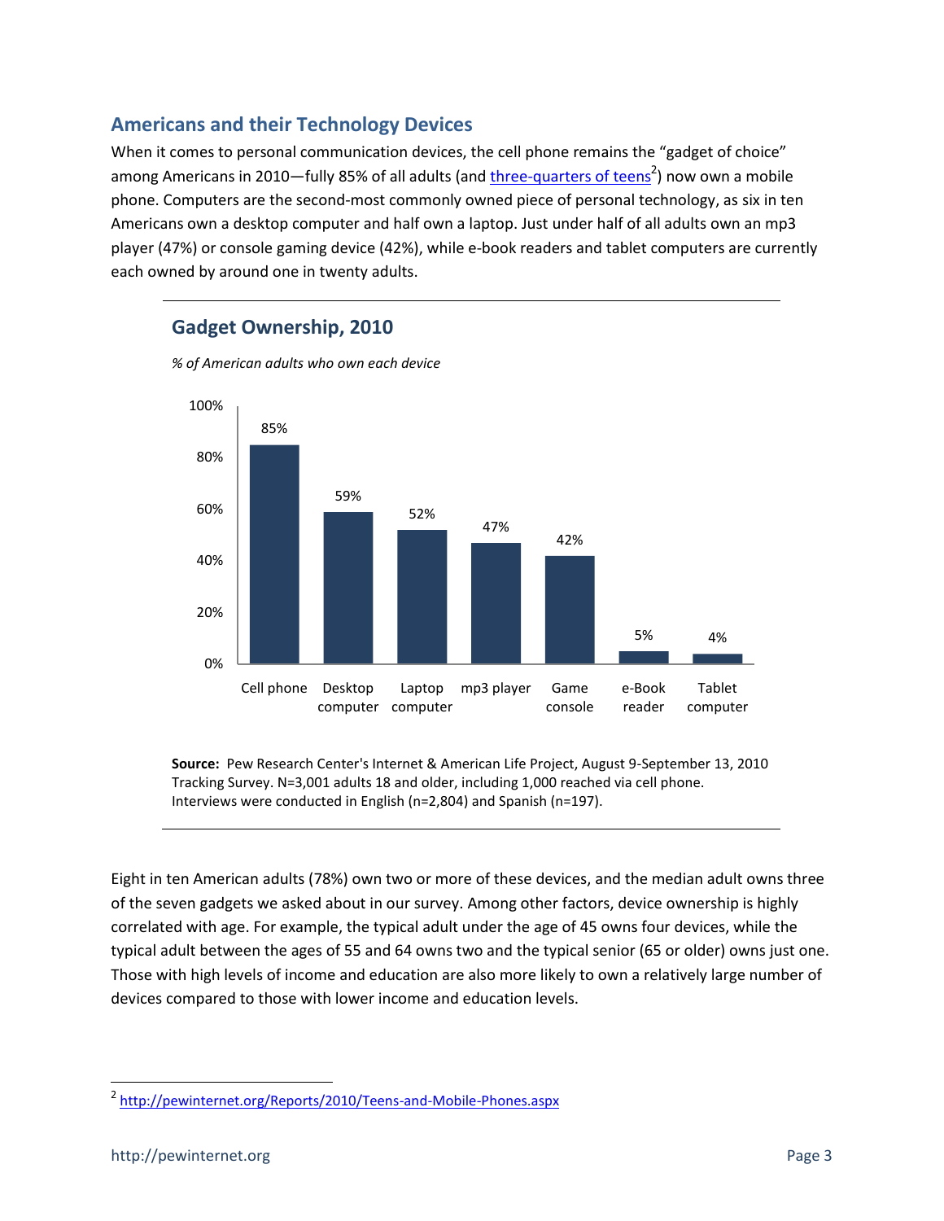## Americans and their Technology Devices

When it comes to personal communication devices, the cell phone remains the "gadget of choice" among Americans in 2010—fully 85% of all adults (and three-quarters of teens[2]) now own a mobile phone. Computers are the second-most commonly owned piece of personal technology, as six in ten Americans own a desktop computer and half own a laptop. Just under half of all adults own an mp3 player (47%) or console gaming device (42%), while e-book readers and tablet computers are currently each owned by around one in twenty adults.

### Gadget Ownership, 2010

*% of American adults who own each device*

| Device | % |
|---|---|
| Cell phone | 85% |
| Desktop computer | 59% |
| Laptop computer | 52% |
| mp3 player | 47% |
| Game console | 42% |
| e-Book reader | 5% |
| Tablet computer | 4% |

**Source:** Pew Research Center's Internet & American Life Project, August 9-September 13, 2010 Tracking Survey. N=3,001 adults 18 and older, including 1,000 reached via cell phone. Interviews were conducted in English (n=2,804) and Spanish (n=197).

Eight in ten American adults (78%) own two or more of these devices, and the median adult owns three of the seven gadgets we asked about in our survey. Among other factors, device ownership is highly correlated with age. For example, the typical adult under the age of 45 owns four devices, while the typical adult between the ages of 55 and 64 owns two and the typical senior (65 or older) owns just one. Those with high levels of income and education are also more likely to own a relatively large number of devices compared to those with lower income and education levels.

---

[2] http://pewinternet.org/Reports/2010/Teens-and-Mobile-Phones.aspx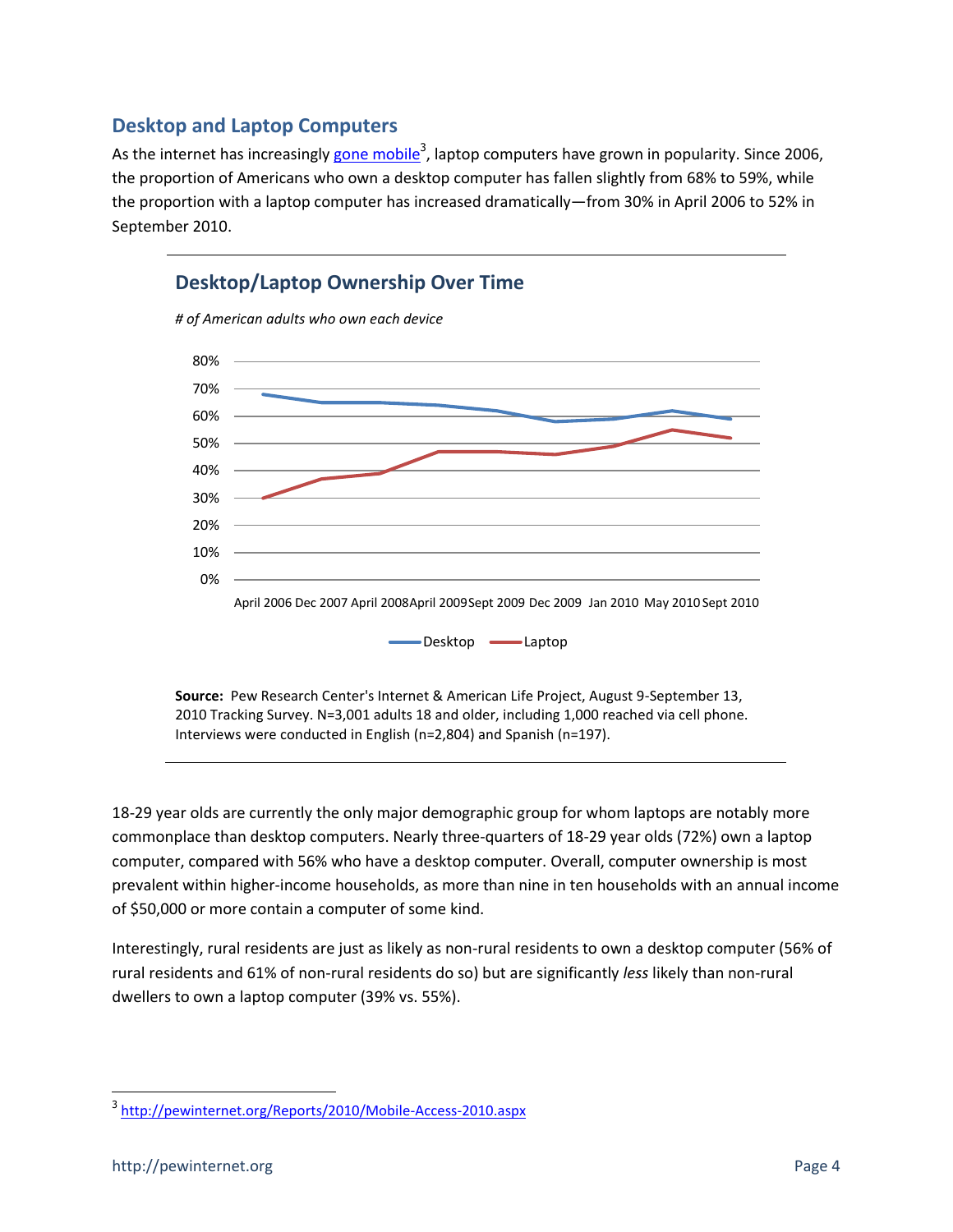## Desktop and Laptop Computers

As the internet has increasingly gone mobile[3], laptop computers have grown in popularity. Since 2006, the proportion of Americans who own a desktop computer has fallen slightly from 68% to 59%, while the proportion with a laptop computer has increased dramatically—from 30% in April 2006 to 52% in September 2010.

### Desktop/Laptop Ownership Over Time

*# of American adults who own each device*

**Source:** Pew Research Center's Internet & American Life Project, August 9-September 13, 2010 Tracking Survey. N=3,001 adults 18 and older, including 1,000 reached via cell phone. Interviews were conducted in English (n=2,804) and Spanish (n=197).

18-29 year olds are currently the only major demographic group for whom laptops are notably more commonplace than desktop computers. Nearly three-quarters of 18-29 year olds (72%) own a laptop computer, compared with 56% who have a desktop computer. Overall, computer ownership is most prevalent within higher-income households, as more than nine in ten households with an annual income of $50,000 or more contain a computer of some kind.

Interestingly, rural residents are just as likely as non-rural residents to own a desktop computer (56% of rural residents and 61% of non-rural residents do so) but are significantly *less* likely than non-rural dwellers to own a laptop computer (39% vs. 55%).

[3] http://pewinternet.org/Reports/2010/Mobile-Access-2010.aspx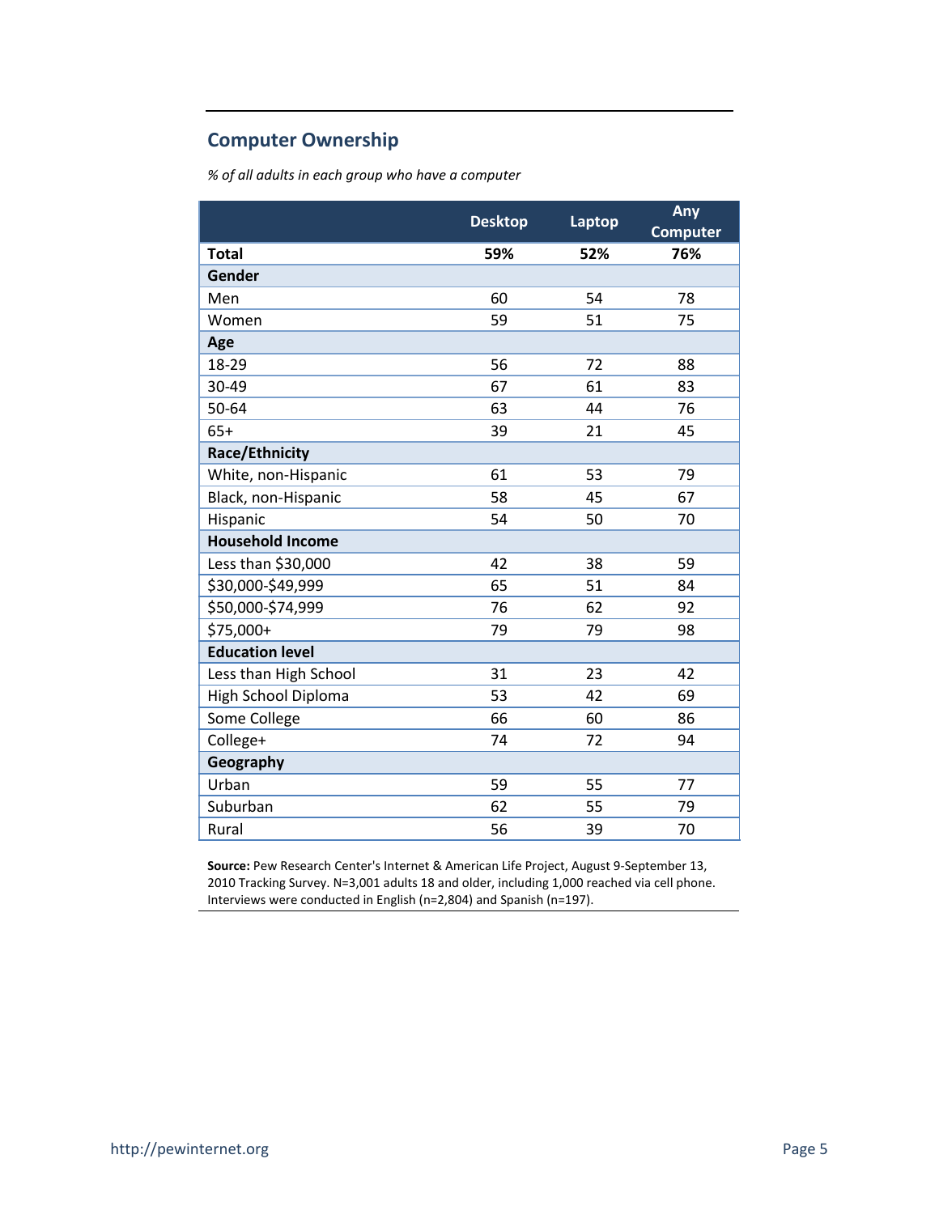## Computer Ownership

*% of all adults in each group who have a computer*

| | Desktop | Laptop | Any Computer |
|---|---|---|---|
| **Total** | **59%** | **52%** | **76%** |
| **Gender** | | | |
| Men | 60 | 54 | 78 |
| Women | 59 | 51 | 75 |
| **Age** | | | |
| 18-29 | 56 | 72 | 88 |
| 30-49 | 67 | 61 | 83 |
| 50-64 | 63 | 44 | 76 |
| 65+ | 39 | 21 | 45 |
| **Race/Ethnicity** | | | |
| White, non-Hispanic | 61 | 53 | 79 |
| Black, non-Hispanic | 58 | 45 | 67 |
| Hispanic | 54 | 50 | 70 |
| **Household Income** | | | |
| Less than $30,000 | 42 | 38 | 59 |
| $30,000-$49,999 | 65 | 51 | 84 |
| $50,000-$74,999 | 76 | 62 | 92 |
| $75,000+ | 79 | 79 | 98 |
| **Education level** | | | |
| Less than High School | 31 | 23 | 42 |
| High School Diploma | 53 | 42 | 69 |
| Some College | 66 | 60 | 86 |
| College+ | 74 | 72 | 94 |
| **Geography** | | | |
| Urban | 59 | 55 | 77 |
| Suburban | 62 | 55 | 79 |
| Rural | 56 | 39 | 70 |

**Source:** Pew Research Center's Internet & American Life Project, August 9-September 13, 2010 Tracking Survey. N=3,001 adults 18 and older, including 1,000 reached via cell phone. Interviews were conducted in English (n=2,804) and Spanish (n=197).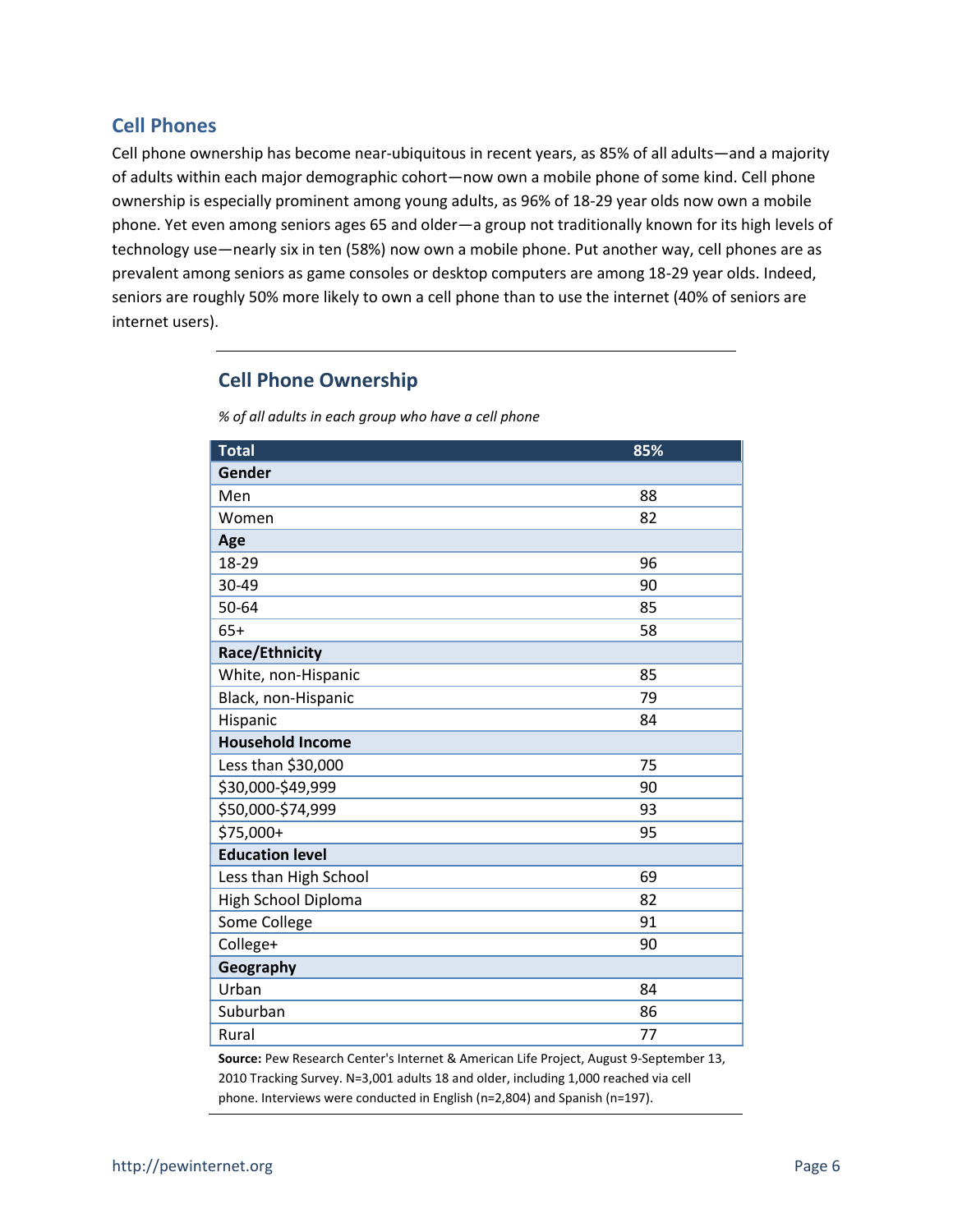## Cell Phones

Cell phone ownership has become near-ubiquitous in recent years, as 85% of all adults—and a majority of adults within each major demographic cohort—now own a mobile phone of some kind. Cell phone ownership is especially prominent among young adults, as 96% of 18-29 year olds now own a mobile phone. Yet even among seniors ages 65 and older—a group not traditionally known for its high levels of technology use—nearly six in ten (58%) now own a mobile phone. Put another way, cell phones are as prevalent among seniors as game consoles or desktop computers are among 18-29 year olds. Indeed, seniors are roughly 50% more likely to own a cell phone than to use the internet (40% of seniors are internet users).

### Cell Phone Ownership

*% of all adults in each group who have a cell phone*

| **Total** | **85%** |
|---|---|
| **Gender** | |
| Men | 88 |
| Women | 82 |
| **Age** | |
| 18-29 | 96 |
| 30-49 | 90 |
| 50-64 | 85 |
| 65+ | 58 |
| **Race/Ethnicity** | |
| White, non-Hispanic | 85 |
| Black, non-Hispanic | 79 |
| Hispanic | 84 |
| **Household Income** | |
| Less than $30,000 | 75 |
| $30,000-$49,999 | 90 |
| $50,000-$74,999 | 93 |
| $75,000+ | 95 |
| **Education level** | |
| Less than High School | 69 |
| High School Diploma | 82 |
| Some College | 91 |
| College+ | 90 |
| **Geography** | |
| Urban | 84 |
| Suburban | 86 |
| Rural | 77 |

**Source:** Pew Research Center's Internet & American Life Project, August 9-September 13, 2010 Tracking Survey. N=3,001 adults 18 and older, including 1,000 reached via cell phone. Interviews were conducted in English (n=2,804) and Spanish (n=197).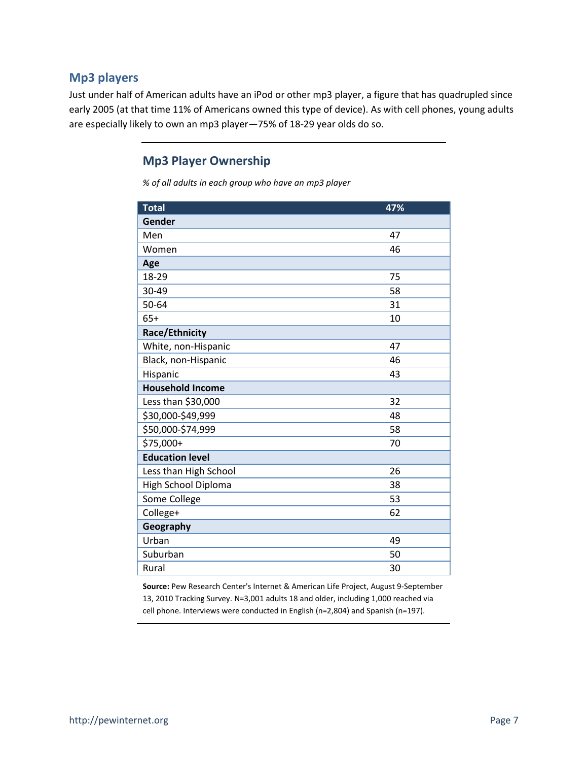## Mp3 players

Just under half of American adults have an iPod or other mp3 player, a figure that has quadrupled since early 2005 (at that time 11% of Americans owned this type of device). As with cell phones, young adults are especially likely to own an mp3 player—75% of 18-29 year olds do so.

### Mp3 Player Ownership

*% of all adults in each group who have an mp3 player*

| Total | 47% |
|---|---|
| **Gender** | |
| Men | 47 |
| Women | 46 |
| **Age** | |
| 18-29 | 75 |
| 30-49 | 58 |
| 50-64 | 31 |
| 65+ | 10 |
| **Race/Ethnicity** | |
| White, non-Hispanic | 47 |
| Black, non-Hispanic | 46 |
| Hispanic | 43 |
| **Household Income** | |
| Less than $30,000 | 32 |
| $30,000-$49,999 | 48 |
| $50,000-$74,999 | 58 |
| $75,000+ | 70 |
| **Education level** | |
| Less than High School | 26 |
| High School Diploma | 38 |
| Some College | 53 |
| College+ | 62 |
| **Geography** | |
| Urban | 49 |
| Suburban | 50 |
| Rural | 30 |

**Source:** Pew Research Center's Internet & American Life Project, August 9-September 13, 2010 Tracking Survey. N=3,001 adults 18 and older, including 1,000 reached via cell phone. Interviews were conducted in English (n=2,804) and Spanish (n=197).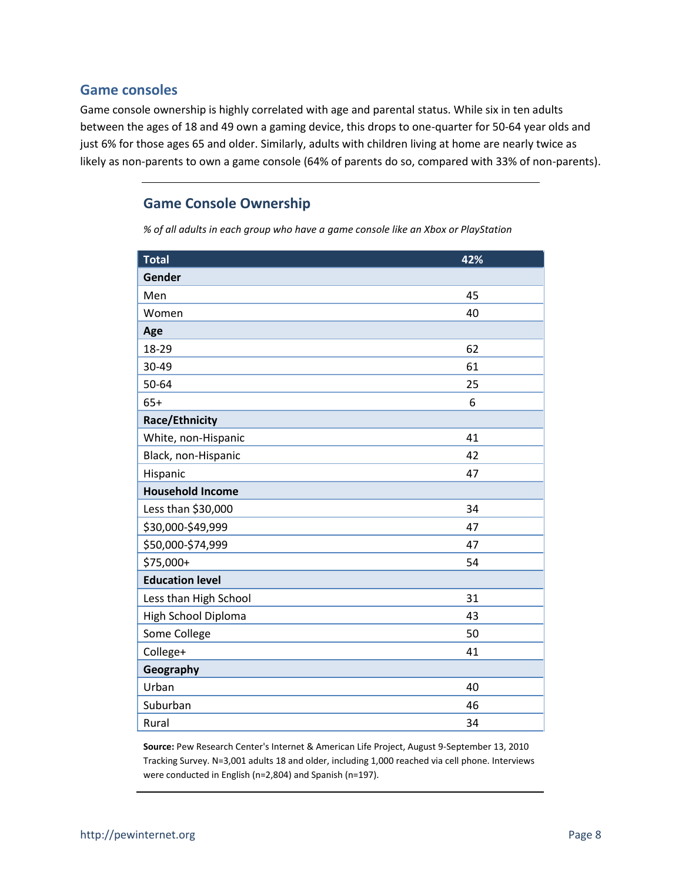## Game consoles

Game console ownership is highly correlated with age and parental status. While six in ten adults between the ages of 18 and 49 own a gaming device, this drops to one-quarter for 50-64 year olds and just 6% for those ages 65 and older. Similarly, adults with children living at home are nearly twice as likely as non-parents to own a game console (64% of parents do so, compared with 33% of non-parents).

### Game Console Ownership

*% of all adults in each group who have a game console like an Xbox or PlayStation*

| Total | 42% |
|---|---|
| **Gender** | |
| Men | 45 |
| Women | 40 |
| **Age** | |
| 18-29 | 62 |
| 30-49 | 61 |
| 50-64 | 25 |
| 65+ | 6 |
| **Race/Ethnicity** | |
| White, non-Hispanic | 41 |
| Black, non-Hispanic | 42 |
| Hispanic | 47 |
| **Household Income** | |
| Less than $30,000 | 34 |
| $30,000-$49,999 | 47 |
| $50,000-$74,999 | 47 |
| $75,000+ | 54 |
| **Education level** | |
| Less than High School | 31 |
| High School Diploma | 43 |
| Some College | 50 |
| College+ | 41 |
| **Geography** | |
| Urban | 40 |
| Suburban | 46 |
| Rural | 34 |

**Source:** Pew Research Center's Internet & American Life Project, August 9-September 13, 2010 Tracking Survey. N=3,001 adults 18 and older, including 1,000 reached via cell phone. Interviews were conducted in English (n=2,804) and Spanish (n=197).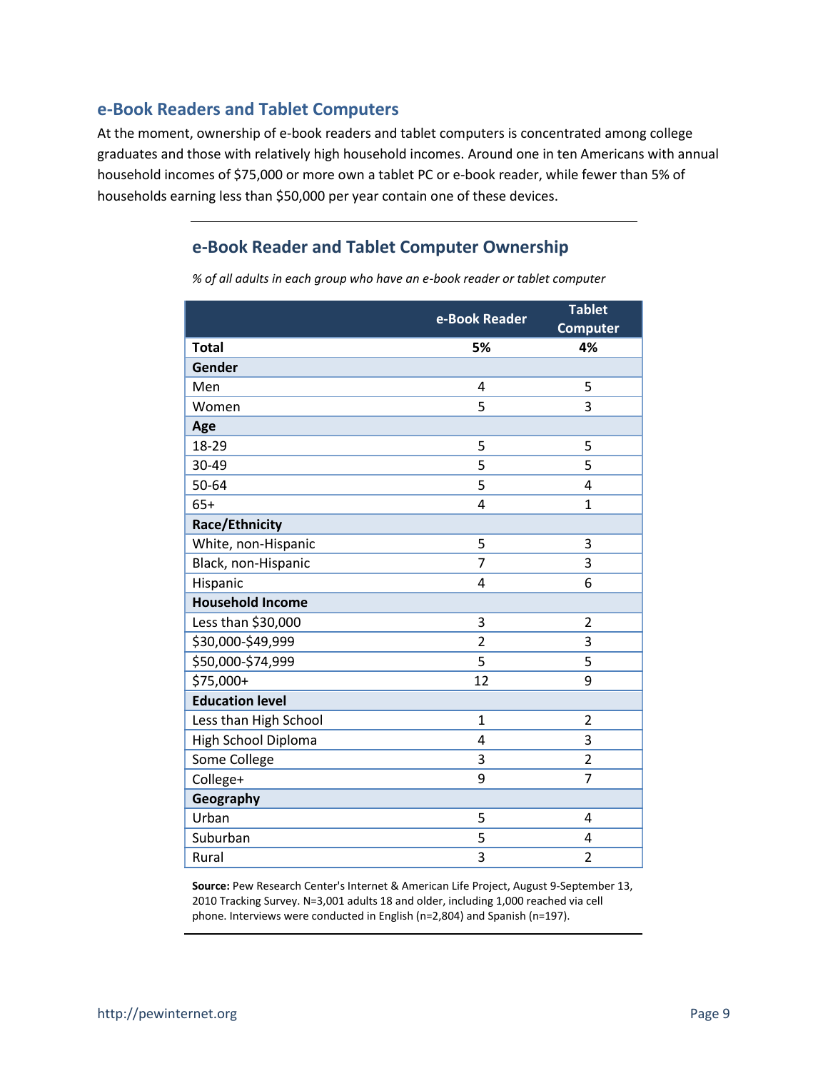## e-Book Readers and Tablet Computers

At the moment, ownership of e-book readers and tablet computers is concentrated among college graduates and those with relatively high household incomes. Around one in ten Americans with annual household incomes of $75,000 or more own a tablet PC or e-book reader, while fewer than 5% of households earning less than $50,000 per year contain one of these devices.

### e-Book Reader and Tablet Computer Ownership

*% of all adults in each group who have an e-book reader or tablet computer*

| | e-Book Reader | Tablet Computer |
|---|---|---|
| **Total** | **5%** | **4%** |
| **Gender** | | |
| Men | 4 | 5 |
| Women | 5 | 3 |
| **Age** | | |
| 18-29 | 5 | 5 |
| 30-49 | 5 | 5 |
| 50-64 | 5 | 4 |
| 65+ | 4 | 1 |
| **Race/Ethnicity** | | |
| White, non-Hispanic | 5 | 3 |
| Black, non-Hispanic | 7 | 3 |
| Hispanic | 4 | 6 |
| **Household Income** | | |
| Less than $30,000 | 3 | 2 |
| $30,000-$49,999 | 2 | 3 |
| $50,000-$74,999 | 5 | 5 |
| $75,000+ | 12 | 9 |
| **Education level** | | |
| Less than High School | 1 | 2 |
| High School Diploma | 4 | 3 |
| Some College | 3 | 2 |
| College+ | 9 | 7 |
| **Geography** | | |
| Urban | 5 | 4 |
| Suburban | 5 | 4 |
| Rural | 3 | 2 |

**Source:** Pew Research Center's Internet & American Life Project, August 9-September 13, 2010 Tracking Survey. N=3,001 adults 18 and older, including 1,000 reached via cell phone. Interviews were conducted in English (n=2,804) and Spanish (n=197).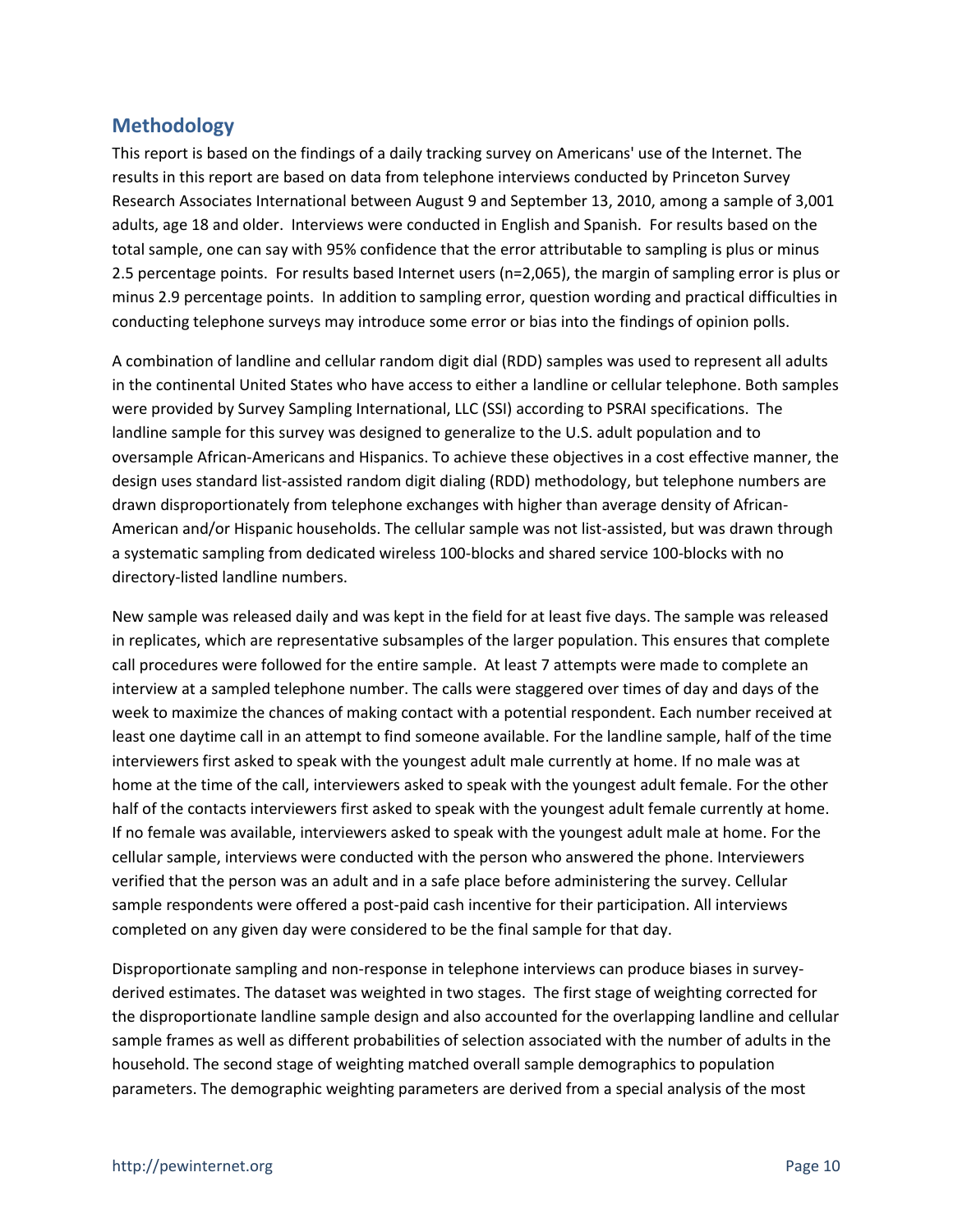## Methodology

This report is based on the findings of a daily tracking survey on Americans' use of the Internet. The results in this report are based on data from telephone interviews conducted by Princeton Survey Research Associates International between August 9 and September 13, 2010, among a sample of 3,001 adults, age 18 and older. Interviews were conducted in English and Spanish. For results based on the total sample, one can say with 95% confidence that the error attributable to sampling is plus or minus 2.5 percentage points. For results based Internet users (n=2,065), the margin of sampling error is plus or minus 2.9 percentage points. In addition to sampling error, question wording and practical difficulties in conducting telephone surveys may introduce some error or bias into the findings of opinion polls.

A combination of landline and cellular random digit dial (RDD) samples was used to represent all adults in the continental United States who have access to either a landline or cellular telephone. Both samples were provided by Survey Sampling International, LLC (SSI) according to PSRAI specifications. The landline sample for this survey was designed to generalize to the U.S. adult population and to oversample African-Americans and Hispanics. To achieve these objectives in a cost effective manner, the design uses standard list-assisted random digit dialing (RDD) methodology, but telephone numbers are drawn disproportionately from telephone exchanges with higher than average density of African-American and/or Hispanic households. The cellular sample was not list-assisted, but was drawn through a systematic sampling from dedicated wireless 100-blocks and shared service 100-blocks with no directory-listed landline numbers.

New sample was released daily and was kept in the field for at least five days. The sample was released in replicates, which are representative subsamples of the larger population. This ensures that complete call procedures were followed for the entire sample. At least 7 attempts were made to complete an interview at a sampled telephone number. The calls were staggered over times of day and days of the week to maximize the chances of making contact with a potential respondent. Each number received at least one daytime call in an attempt to find someone available. For the landline sample, half of the time interviewers first asked to speak with the youngest adult male currently at home. If no male was at home at the time of the call, interviewers asked to speak with the youngest adult female. For the other half of the contacts interviewers first asked to speak with the youngest adult female currently at home. If no female was available, interviewers asked to speak with the youngest adult male at home. For the cellular sample, interviews were conducted with the person who answered the phone. Interviewers verified that the person was an adult and in a safe place before administering the survey. Cellular sample respondents were offered a post-paid cash incentive for their participation. All interviews completed on any given day were considered to be the final sample for that day.

Disproportionate sampling and non-response in telephone interviews can produce biases in survey-derived estimates. The dataset was weighted in two stages. The first stage of weighting corrected for the disproportionate landline sample design and also accounted for the overlapping landline and cellular sample frames as well as different probabilities of selection associated with the number of adults in the household. The second stage of weighting matched overall sample demographics to population parameters. The demographic weighting parameters are derived from a special analysis of the most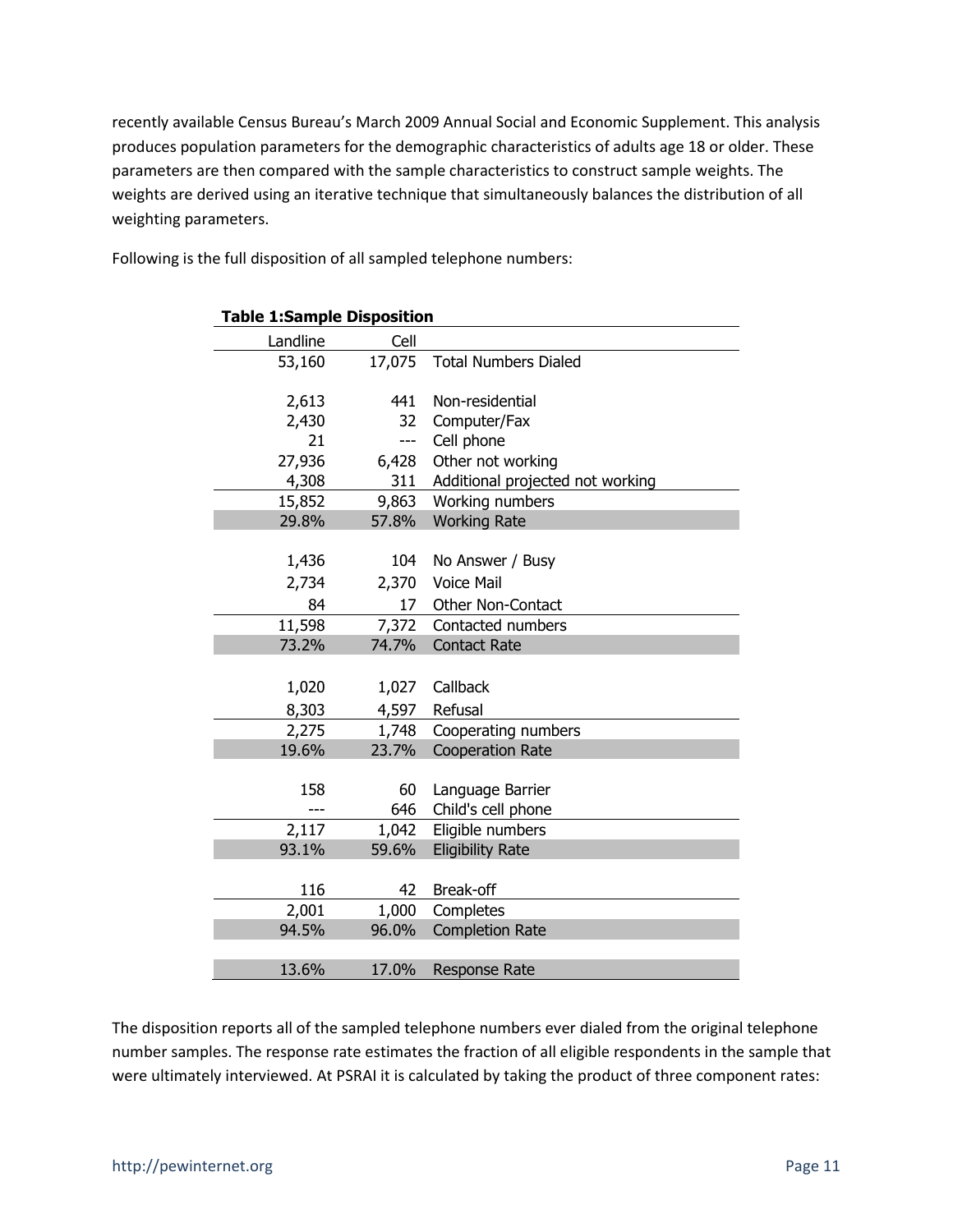recently available Census Bureau's March 2009 Annual Social and Economic Supplement. This analysis produces population parameters for the demographic characteristics of adults age 18 or older. These parameters are then compared with the sample characteristics to construct sample weights. The weights are derived using an iterative technique that simultaneously balances the distribution of all weighting parameters.

Following is the full disposition of all sampled telephone numbers:

**Table 1:Sample Disposition**

| Landline | Cell | |
|---|---|---|
| 53,160 | 17,075 | Total Numbers Dialed |
| | | |
| 2,613 | 441 | Non-residential |
| 2,430 | 32 | Computer/Fax |
| 21 | --- | Cell phone |
| 27,936 | 6,428 | Other not working |
| 4,308 | 311 | Additional projected not working |
| 15,852 | 9,863 | Working numbers |
| 29.8% | 57.8% | Working Rate |
| | | |
| 1,436 | 104 | No Answer / Busy |
| 2,734 | 2,370 | Voice Mail |
| 84 | 17 | Other Non-Contact |
| 11,598 | 7,372 | Contacted numbers |
| 73.2% | 74.7% | Contact Rate |
| | | |
| 1,020 | 1,027 | Callback |
| 8,303 | 4,597 | Refusal |
| 2,275 | 1,748 | Cooperating numbers |
| 19.6% | 23.7% | Cooperation Rate |
| | | |
| 158 | 60 | Language Barrier |
| --- | 646 | Child's cell phone |
| 2,117 | 1,042 | Eligible numbers |
| 93.1% | 59.6% | Eligibility Rate |
| | | |
| 116 | 42 | Break-off |
| 2,001 | 1,000 | Completes |
| 94.5% | 96.0% | Completion Rate |
| | | |
| 13.6% | 17.0% | Response Rate |

The disposition reports all of the sampled telephone numbers ever dialed from the original telephone number samples. The response rate estimates the fraction of all eligible respondents in the sample that were ultimately interviewed. At PSRAI it is calculated by taking the product of three component rates: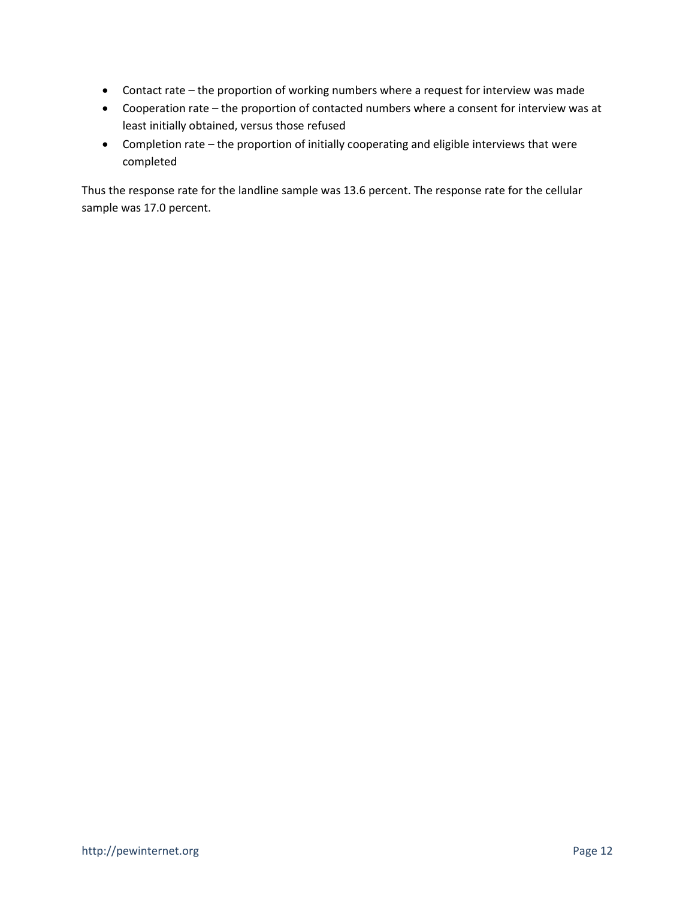- Contact rate – the proportion of working numbers where a request for interview was made
- Cooperation rate – the proportion of contacted numbers where a consent for interview was at least initially obtained, versus those refused
- Completion rate – the proportion of initially cooperating and eligible interviews that were completed

Thus the response rate for the landline sample was 13.6 percent. The response rate for the cellular sample was 17.0 percent.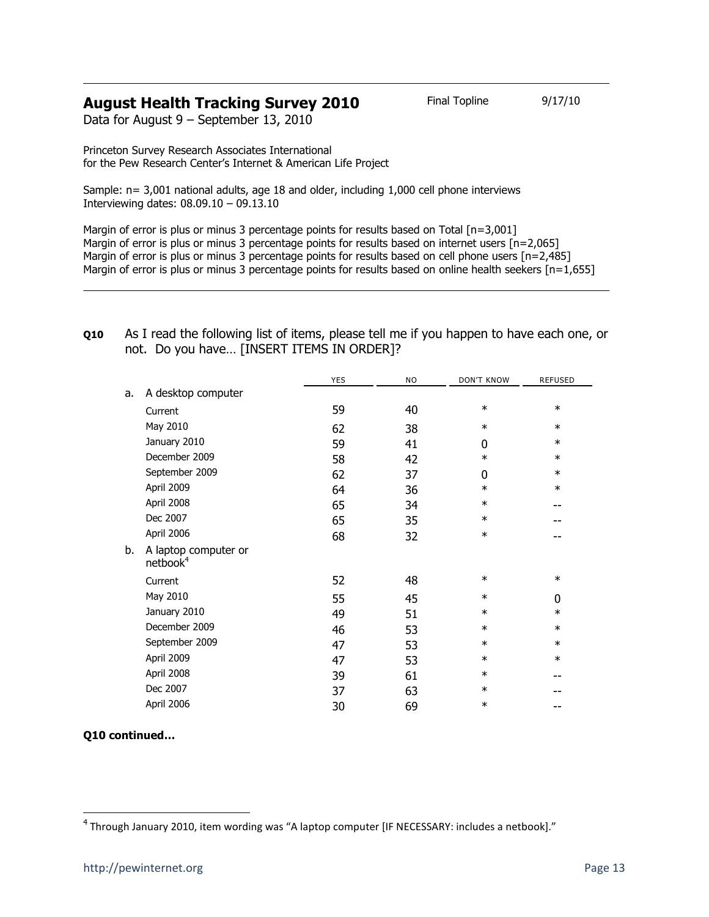## August Health Tracking Survey 2010

Final Topline 9/17/10

Data for August 9 – September 13, 2010

Princeton Survey Research Associates International
for the Pew Research Center's Internet & American Life Project

Sample: n= 3,001 national adults, age 18 and older, including 1,000 cell phone interviews
Interviewing dates: 08.09.10 – 09.13.10

Margin of error is plus or minus 3 percentage points for results based on Total [n=3,001]
Margin of error is plus or minus 3 percentage points for results based on internet users [n=2,065]
Margin of error is plus or minus 3 percentage points for results based on cell phone users [n=2,485]
Margin of error is plus or minus 3 percentage points for results based on online health seekers [n=1,655]

---

**Q10** As I read the following list of items, please tell me if you happen to have each one, or not. Do you have… [INSERT ITEMS IN ORDER]?

| | | YES | NO | DON'T KNOW | REFUSED |
|---|---|---|---|---|---|
| a. | A desktop computer | | | | |
| | Current | 59 | 40 | * | * |
| | May 2010 | 62 | 38 | * | * |
| | January 2010 | 59 | 41 | 0 | * |
| | December 2009 | 58 | 42 | * | * |
| | September 2009 | 62 | 37 | 0 | * |
| | April 2009 | 64 | 36 | * | * |
| | April 2008 | 65 | 34 | * | -- |
| | Dec 2007 | 65 | 35 | * | -- |
| | April 2006 | 68 | 32 | * | -- |
| b. | A laptop computer or netbook[4] | | | | |
| | Current | 52 | 48 | * | * |
| | May 2010 | 55 | 45 | * | 0 |
| | January 2010 | 49 | 51 | * | * |
| | December 2009 | 46 | 53 | * | * |
| | September 2009 | 47 | 53 | * | * |
| | April 2009 | 47 | 53 | * | * |
| | April 2008 | 39 | 61 | * | -- |
| | Dec 2007 | 37 | 63 | * | -- |
| | April 2006 | 30 | 69 | * | -- |

**Q10 continued…**

[4] Through January 2010, item wording was "A laptop computer [IF NECESSARY: includes a netbook]."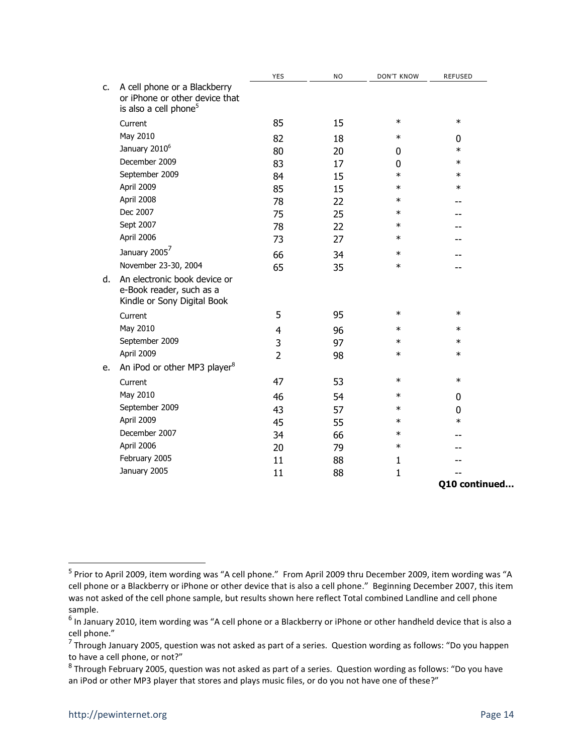| | | YES | NO | DON'T KNOW | REFUSED |
|---|---|---|---|---|---|
| c. | A cell phone or a Blackberry or iPhone or other device that is also a cell phone[5] | | | | |
| | Current | 85 | 15 | * | * |
| | May 2010 | 82 | 18 | * | 0 |
| | January 2010[6] | 80 | 20 | 0 | * |
| | December 2009 | 83 | 17 | 0 | * |
| | September 2009 | 84 | 15 | * | * |
| | April 2009 | 85 | 15 | * | * |
| | April 2008 | 78 | 22 | * | -- |
| | Dec 2007 | 75 | 25 | * | -- |
| | Sept 2007 | 78 | 22 | * | -- |
| | April 2006 | 73 | 27 | * | -- |
| | January 2005[7] | 66 | 34 | * | -- |
| | November 23-30, 2004 | 65 | 35 | * | -- |
| d. | An electronic book device or e-Book reader, such as a Kindle or Sony Digital Book | | | | |
| | Current | 5 | 95 | * | * |
| | May 2010 | 4 | 96 | * | * |
| | September 2009 | 3 | 97 | * | * |
| | April 2009 | 2 | 98 | * | * |
| e. | An iPod or other MP3 player[8] | | | | |
| | Current | 47 | 53 | * | * |
| | May 2010 | 46 | 54 | * | 0 |
| | September 2009 | 43 | 57 | * | 0 |
| | April 2009 | 45 | 55 | * | * |
| | December 2007 | 34 | 66 | * | -- |
| | April 2006 | 20 | 79 | * | -- |
| | February 2005 | 11 | 88 | 1 | -- |
| | January 2005 | 11 | 88 | 1 | -- |

**Q10 continued...**

[5] Prior to April 2009, item wording was "A cell phone." From April 2009 thru December 2009, item wording was "A cell phone or a Blackberry or iPhone or other device that is also a cell phone." Beginning December 2007, this item was not asked of the cell phone sample, but results shown here reflect Total combined Landline and cell phone sample.

[6] In January 2010, item wording was "A cell phone or a Blackberry or iPhone or other handheld device that is also a cell phone."

[7] Through January 2005, question was not asked as part of a series. Question wording as follows: "Do you happen to have a cell phone, or not?"

[8] Through February 2005, question was not asked as part of a series. Question wording as follows: "Do you have an iPod or other MP3 player that stores and plays music files, or do you not have one of these?"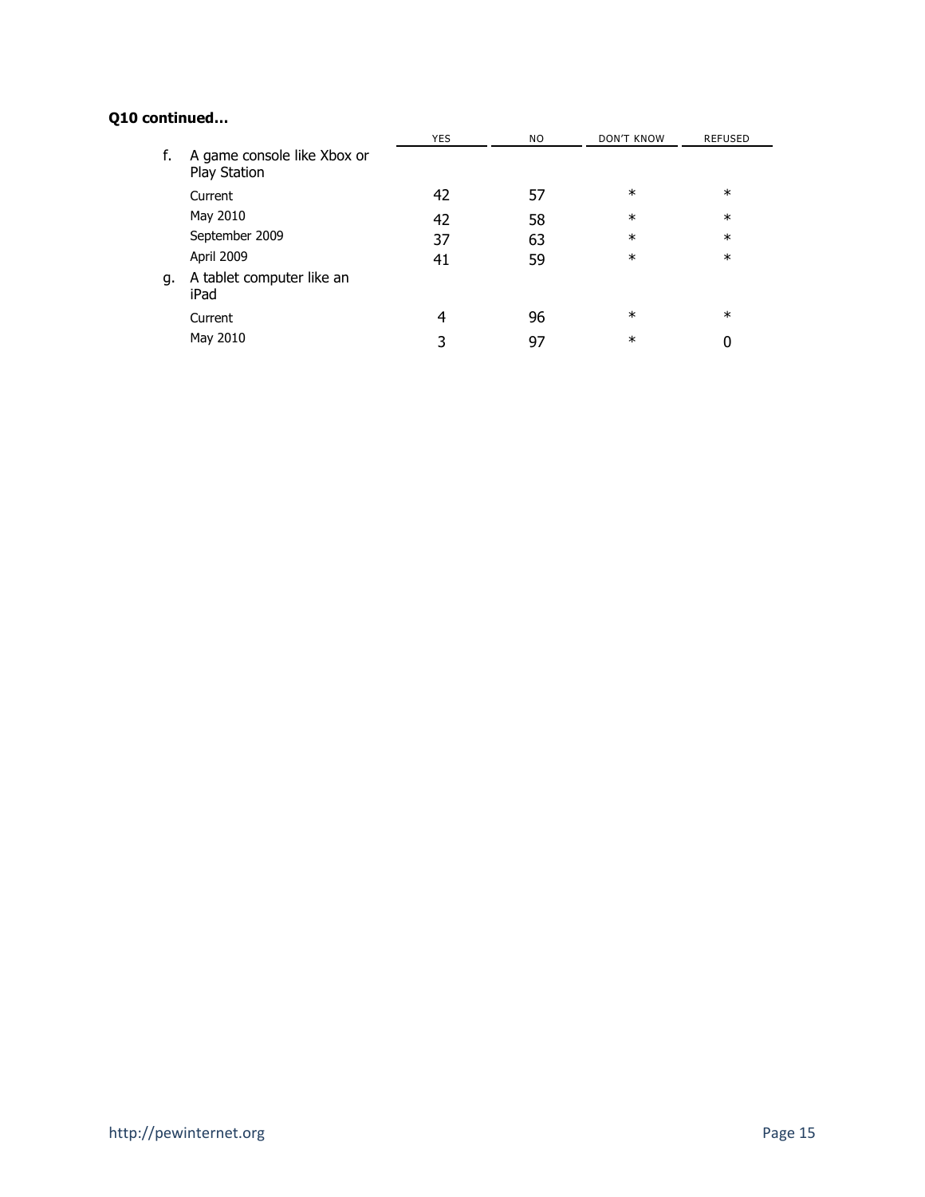**Q10 continued…**

| | | YES | NO | DON'T KNOW | REFUSED |
|---|---|---|---|---|---|
| f. | A game console like Xbox or Play Station | | | | |
| | Current | 42 | 57 | * | * |
| | May 2010 | 42 | 58 | * | * |
| | September 2009 | 37 | 63 | * | * |
| | April 2009 | 41 | 59 | * | * |
| g. | A tablet computer like an iPad | | | | |
| | Current | 4 | 96 | * | * |
| | May 2010 | 3 | 97 | * | 0 |